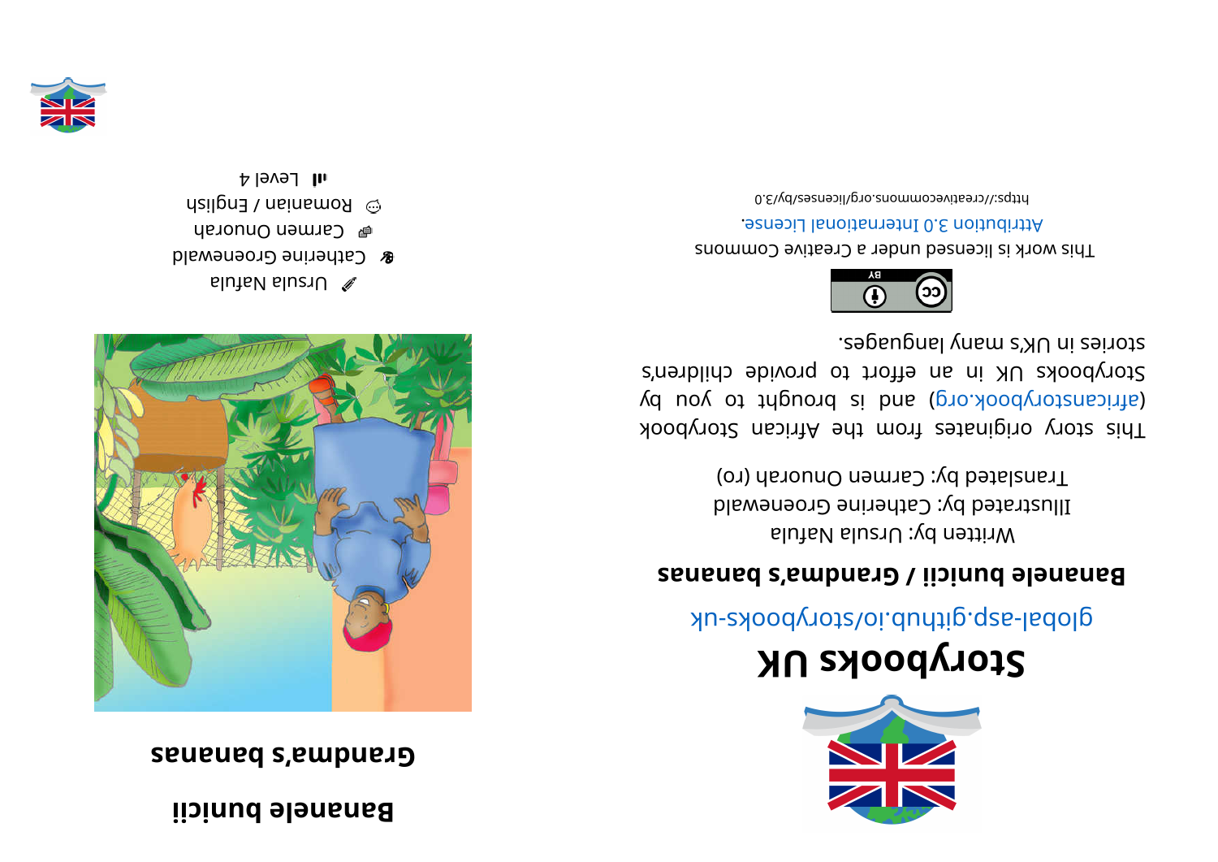# Storybooks UK

global-asp.github.io/storybooks-uk

**Bananele bunicii / Grandma's bananas**

Written by: Ursula Nafula
Illustrated by: Catherine Groenewald
Translated by: Carmen Onuorah (ro)

This story originates from the African Storybook (africanstorybook.org) and is brought to you by Storybooks UK in an effort to provide children's stories in UK's many languages.

This work is licensed under a Creative Commons Attribution 3.0 International License.

https://creativecommons.org/licenses/by/3.0

# Bananele bunicii

## Grandma's bananas

Ursula Nafula
Catherine Groenewald
Carmen Onuorah
Romanian / English
Level 4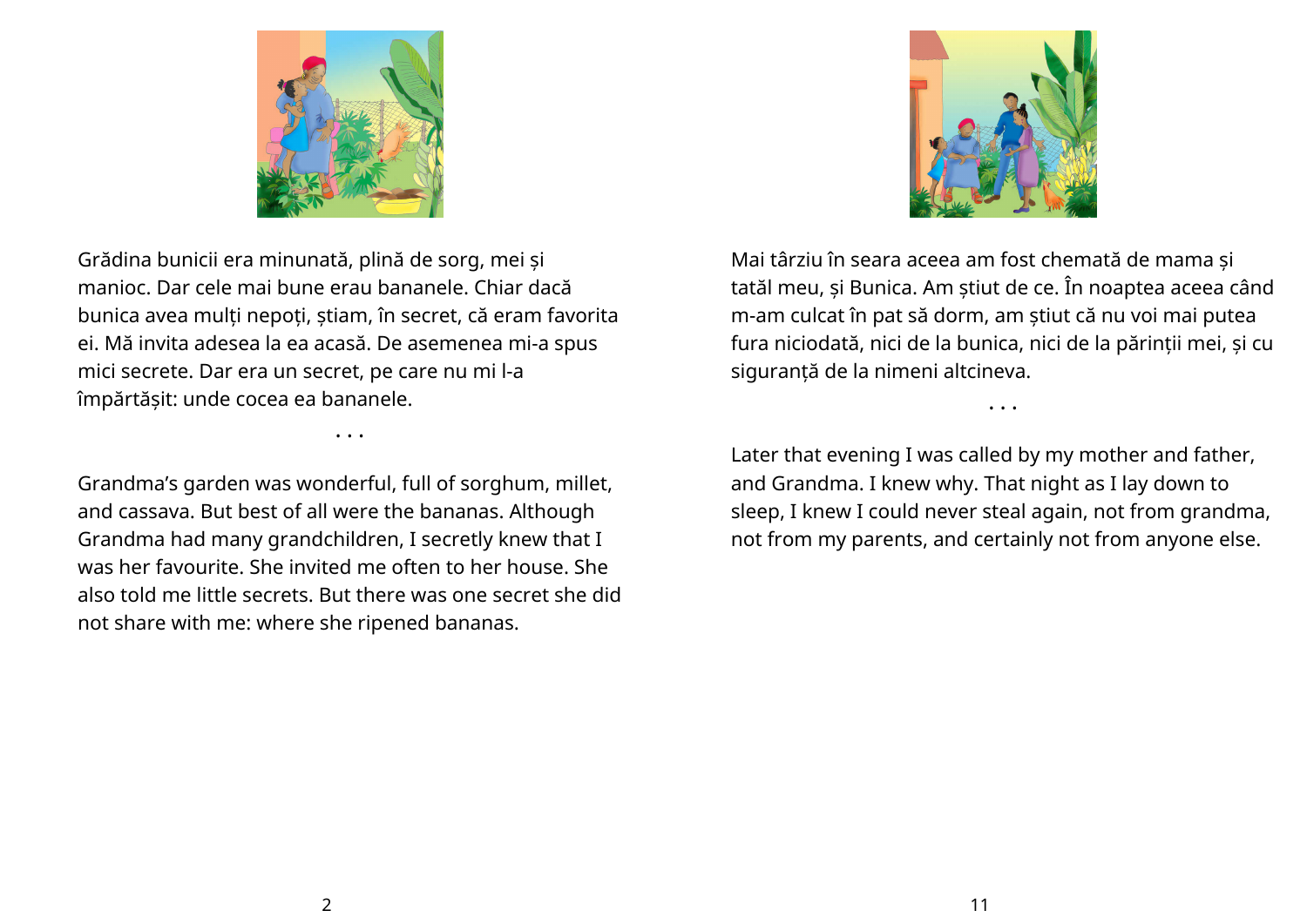Grădina bunicii era minunată, plină de sorg, mei și manioc. Dar cele mai bune erau bananele. Chiar dacă bunica avea mulți nepoți, știam, în secret, că eram favorita ei. Mă invita adesea la ea acasă. De asemenea mi-a spus mici secrete. Dar era un secret, pe care nu mi l-a împărtășit: unde cocea ea bananele.

. . .

Grandma's garden was wonderful, full of sorghum, millet, and cassava. But best of all were the bananas. Although Grandma had many grandchildren, I secretly knew that I was her favourite. She invited me often to her house. She also told me little secrets. But there was one secret she did not share with me: where she ripened bananas.

Mai târziu în seara aceea am fost chemată de mama și tatăl meu, și Bunica. Am știut de ce. În noaptea aceea când m-am culcat în pat să dorm, am știut că nu voi mai putea fura niciodată, nici de la bunica, nici de la părinții mei, și cu siguranță de la nimeni altcineva.

. . .

Later that evening I was called by my mother and father, and Grandma. I knew why. That night as I lay down to sleep, I knew I could never steal again, not from grandma, not from my parents, and certainly not from anyone else.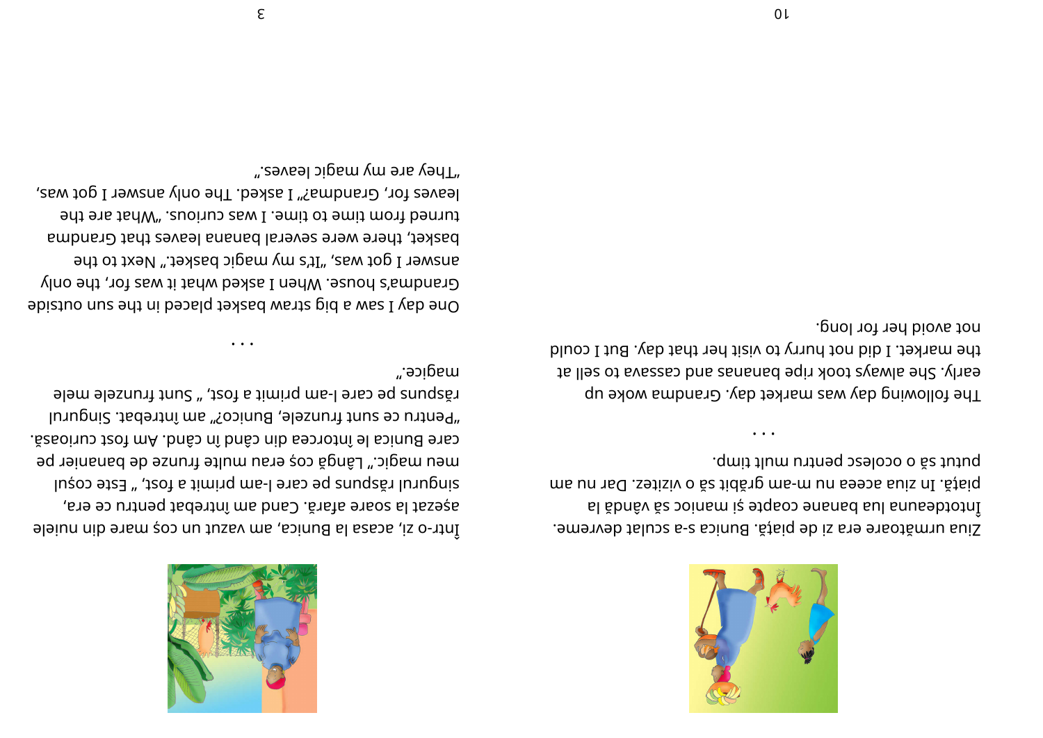Ziua următoare era zi de piață. Bunica s-a sculat devreme. Întotdeauna lua banane coapte și manioc să vândă la piață. În ziua aceea nu m-am grăbit să o vizitez. Dar nu am putut să o ocolesc pentru mult timp.

. . .

The following day was market day. Grandma woke up early. She always took ripe bananas and cassava to sell at the market. I did not hurry to visit her that day. But I could not avoid her for long.

Într-o zi, acasa la Bunica, am vazut un coș mare din nuiele așezat la soare afară. Cand am întrebat pentru ce era, singurul răspuns pe care l-am primit a fost, „ Este coșul meu magic." Lângă coș erau multe frunze de bananier pe care Bunica le întorcea din când în când. Am fost curioasă. „Pentru ce sunt frunzele, Bunico?" am întrebat. Singurul răspuns pe care l-am primit a fost, „ Sunt frunzele mele magice."

. . .

One day I saw a big straw basket placed in the sun outside Grandma's house. When I asked what it was for, the only answer I got was, „It's my magic basket." Next to the basket, there were several banana leaves that Grandma turned from time to time. I was curious. „What are the leaves for, Grandma?" I asked. The only answer I got was, „They are my magic leaves."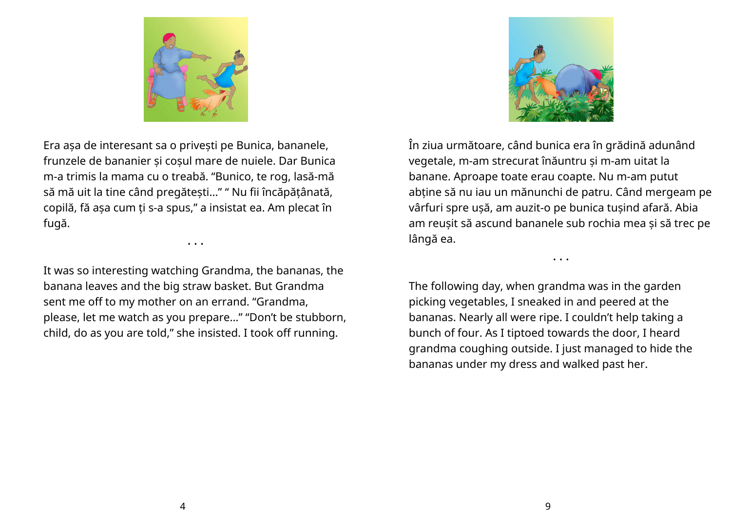Era așa de interesant sa o privești pe Bunica, bananele, frunzele de bananier și coșul mare de nuiele. Dar Bunica m-a trimis la mama cu o treabă. “Bunico, te rog, lasă-mă să mă uit la tine când pregătești...” “ Nu fii încăpățânată, copilă, fă așa cum ți s-a spus,” a insistat ea. Am plecat în fugă.

. . .

It was so interesting watching Grandma, the bananas, the banana leaves and the big straw basket. But Grandma sent me off to my mother on an errand. “Grandma, please, let me watch as you prepare...” “Don’t be stubborn, child, do as you are told,” she insisted. I took off running.

În ziua următoare, când bunica era în grădină adunând vegetale, m-am strecurat înăuntru și m-am uitat la banane. Aproape toate erau coapte. Nu m-am putut abține să nu iau un mănunchi de patru. Când mergeam pe vârfuri spre ușă, am auzit-o pe bunica tușind afară. Abia am reușit să ascund bananele sub rochia mea și să trec pe lângă ea.

. . .

The following day, when grandma was in the garden picking vegetables, I sneaked in and peered at the bananas. Nearly all were ripe. I couldn’t help taking a bunch of four. As I tiptoed towards the door, I heard grandma coughing outside. I just managed to hide the bananas under my dress and walked past her.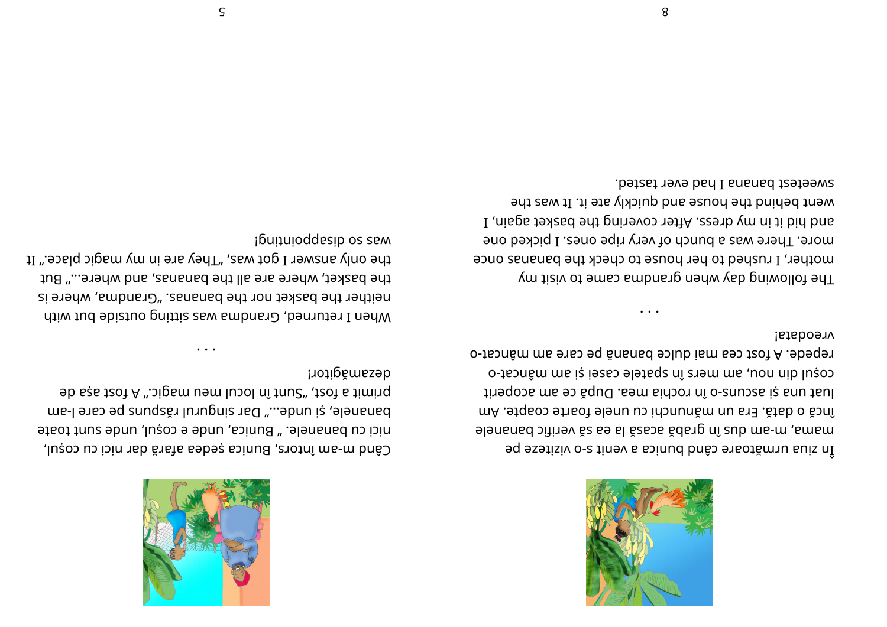Când m-am întors, Bunica ședea afară dar nici cu coșul, nici cu bananele. „ Bunica, unde e coșul, unde sunt toate bananele, și unde...” Dar singurul răspuns pe care l-am primit a fost, „Sunt în locul meu magic.” A fost așa de dezamăgitor!

. . .

When I returned, Grandma was sitting outside but with neither the basket nor the bananas. „Grandma, where is the basket, where are all the bananas, and where...” But the only answer I got was, „They are in my magic place.” It was so disappointing!

În ziua următoare când bunica a venit s-o viziteze pe mama, m-am dus în grabă acasă la ea să verific bananele încă o dată. Era un mănunchi cu unele foarte coapte. Am luat una și ascuns-o în rochia mea. După ce am acoperit coșul din nou, am mers în spatele casei și am mâncat-o repede. A fost cea mai dulce banană pe care am mâncat-o vreodată!

. . .

The following day when grandma came to visit my mother, I rushed to her house to check the bananas once more. There was a bunch of very ripe ones. I picked one and hid it in my dress. After covering the basket again, I went behind the house and quickly ate it. It was the sweetest banana I had ever tasted.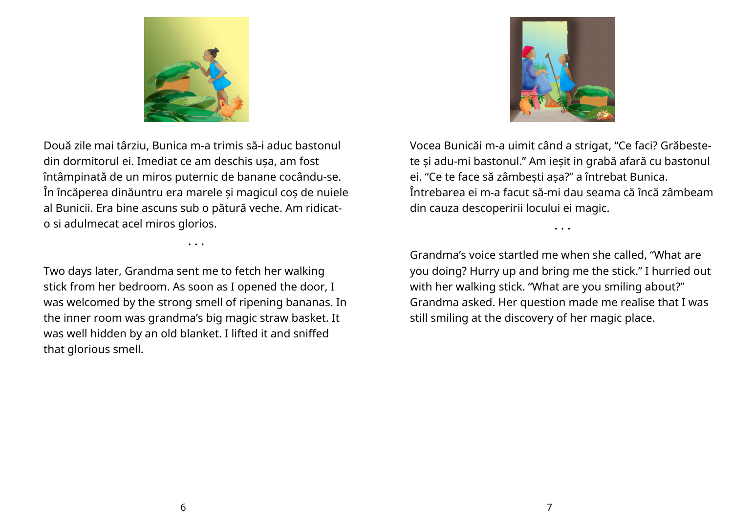Două zile mai târziu, Bunica m-a trimis să-i aduc bastonul din dormitorul ei. Imediat ce am deschis ușa, am fost întâmpinată de un miros puternic de banane cocându-se. În încăperea dinăuntru era marele și magicul coș de nuiele al Bunicii. Era bine ascuns sub o pătură veche. Am ridicat-o si adulmecat acel miros glorios.

. . .

Two days later, Grandma sent me to fetch her walking stick from her bedroom. As soon as I opened the door, I was welcomed by the strong smell of ripening bananas. In the inner room was grandma's big magic straw basket. It was well hidden by an old blanket. I lifted it and sniffed that glorious smell.

Vocea Bunicăi m-a uimit când a strigat, "Ce faci? Grăbeste-te și adu-mi bastonul." Am ieșit in grabă afară cu bastonul ei. "Ce te face să zâmbești așa?" a întrebat Bunica. Întrebarea ei m-a facut să-mi dau seama că încă zâmbeam din cauza descoperirii locului ei magic.

. . .

Grandma's voice startled me when she called, "What are you doing? Hurry up and bring me the stick." I hurried out with her walking stick. "What are you smiling about?" Grandma asked. Her question made me realise that I was still smiling at the discovery of her magic place.